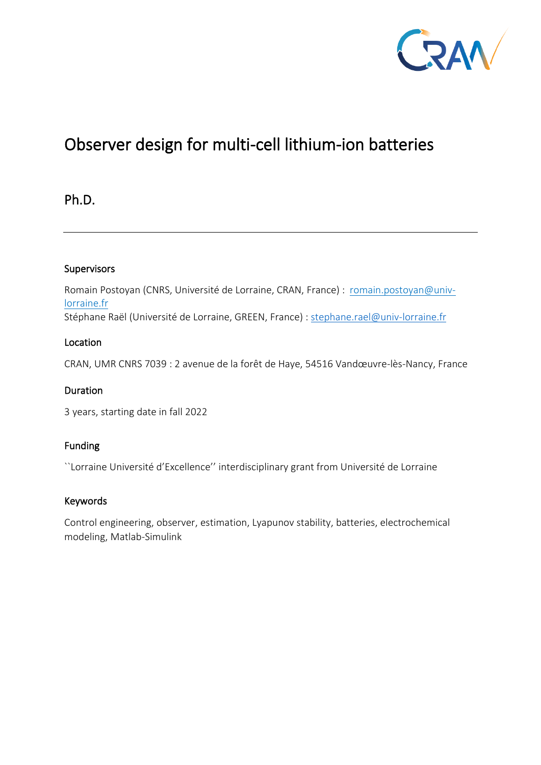# Observer design for multi-cell lithium-ion batteries

## Ph.D.

---

### Supervisors

Romain Postoyan (CNRS, Université de Lorraine, CRAN, France) : romain.postoyan@univ-lorraine.fr
Stéphane Raël (Université de Lorraine, GREEN, France) : stephane.rael@univ-lorraine.fr

### Location

CRAN, UMR CNRS 7039 : 2 avenue de la forêt de Haye, 54516 Vandœuvre-lès-Nancy, France

### Duration

3 years, starting date in fall 2022

### Funding

``Lorraine Université d'Excellence'' interdisciplinary grant from Université de Lorraine

### Keywords

Control engineering, observer, estimation, Lyapunov stability, batteries, electrochemical modeling, Matlab-Simulink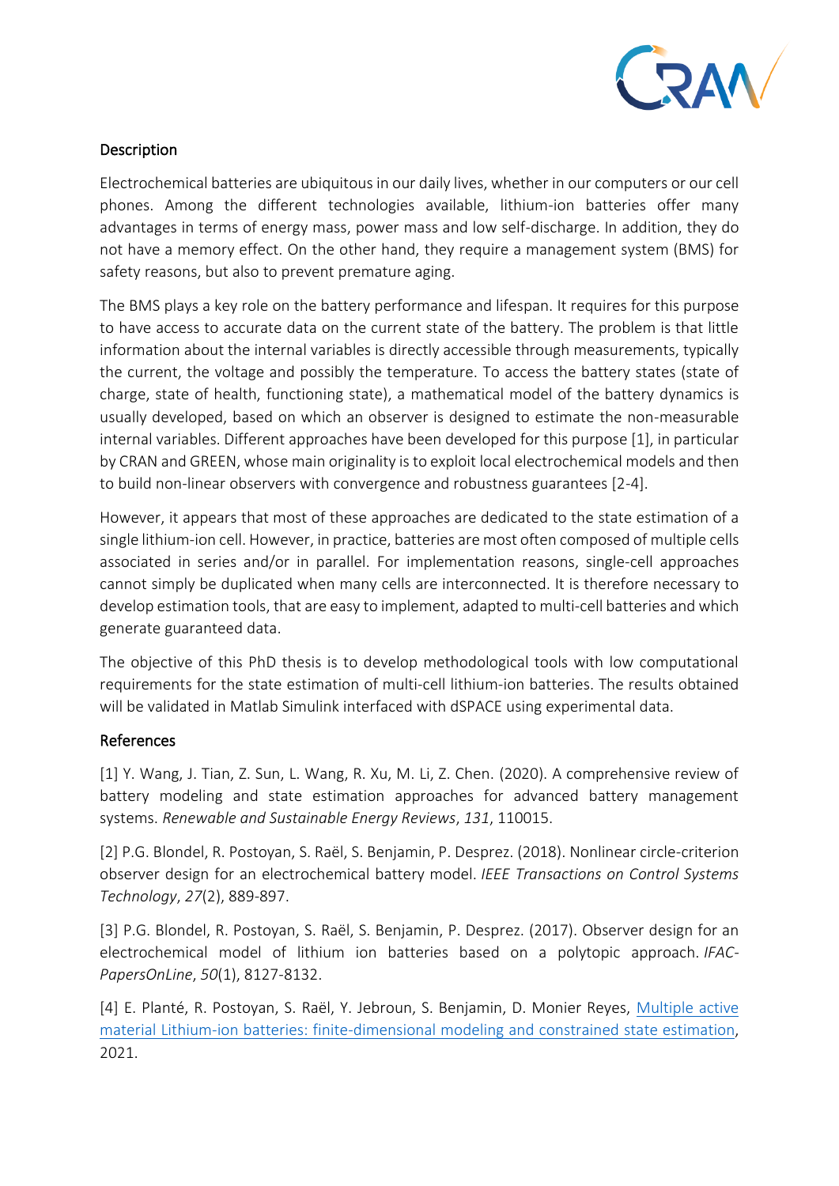## Description

Electrochemical batteries are ubiquitous in our daily lives, whether in our computers or our cell phones. Among the different technologies available, lithium-ion batteries offer many advantages in terms of energy mass, power mass and low self-discharge. In addition, they do not have a memory effect. On the other hand, they require a management system (BMS) for safety reasons, but also to prevent premature aging.

The BMS plays a key role on the battery performance and lifespan. It requires for this purpose to have access to accurate data on the current state of the battery. The problem is that little information about the internal variables is directly accessible through measurements, typically the current, the voltage and possibly the temperature. To access the battery states (state of charge, state of health, functioning state), a mathematical model of the battery dynamics is usually developed, based on which an observer is designed to estimate the non-measurable internal variables. Different approaches have been developed for this purpose [1], in particular by CRAN and GREEN, whose main originality is to exploit local electrochemical models and then to build non-linear observers with convergence and robustness guarantees [2-4].

However, it appears that most of these approaches are dedicated to the state estimation of a single lithium-ion cell. However, in practice, batteries are most often composed of multiple cells associated in series and/or in parallel. For implementation reasons, single-cell approaches cannot simply be duplicated when many cells are interconnected. It is therefore necessary to develop estimation tools, that are easy to implement, adapted to multi-cell batteries and which generate guaranteed data.

The objective of this PhD thesis is to develop methodological tools with low computational requirements for the state estimation of multi-cell lithium-ion batteries. The results obtained will be validated in Matlab Simulink interfaced with dSPACE using experimental data.

## References

[1] Y. Wang, J. Tian, Z. Sun, L. Wang, R. Xu, M. Li, Z. Chen. (2020). A comprehensive review of battery modeling and state estimation approaches for advanced battery management systems. *Renewable and Sustainable Energy Reviews*, *131*, 110015.

[2] P.G. Blondel, R. Postoyan, S. Raël, S. Benjamin, P. Desprez. (2018). Nonlinear circle-criterion observer design for an electrochemical battery model. *IEEE Transactions on Control Systems Technology*, *27*(2), 889-897.

[3] P.G. Blondel, R. Postoyan, S. Raël, S. Benjamin, P. Desprez. (2017). Observer design for an electrochemical model of lithium ion batteries based on a polytopic approach. *IFAC-PapersOnLine*, *50*(1), 8127-8132.

[4] E. Planté, R. Postoyan, S. Raël, Y. Jebroun, S. Benjamin, D. Monier Reyes, Multiple active material Lithium-ion batteries: finite-dimensional modeling and constrained state estimation, 2021.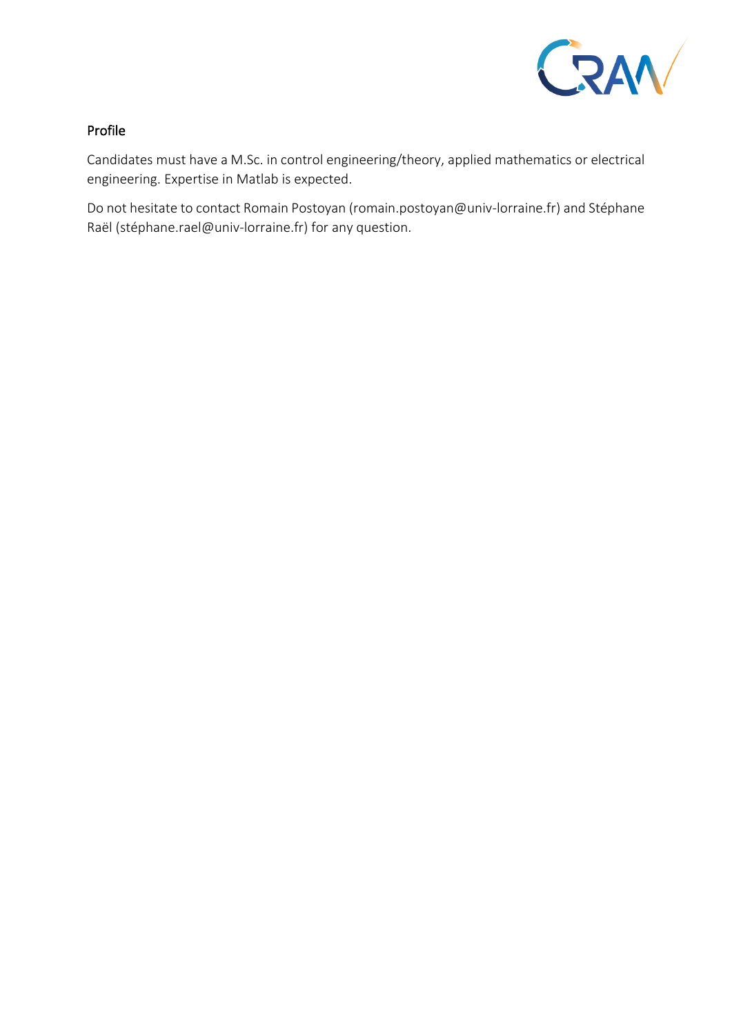## Profile

Candidates must have a M.Sc. in control engineering/theory, applied mathematics or electrical engineering. Expertise in Matlab is expected.

Do not hesitate to contact Romain Postoyan (romain.postoyan@univ-lorraine.fr) and Stéphane Raël (stéphane.rael@univ-lorraine.fr) for any question.